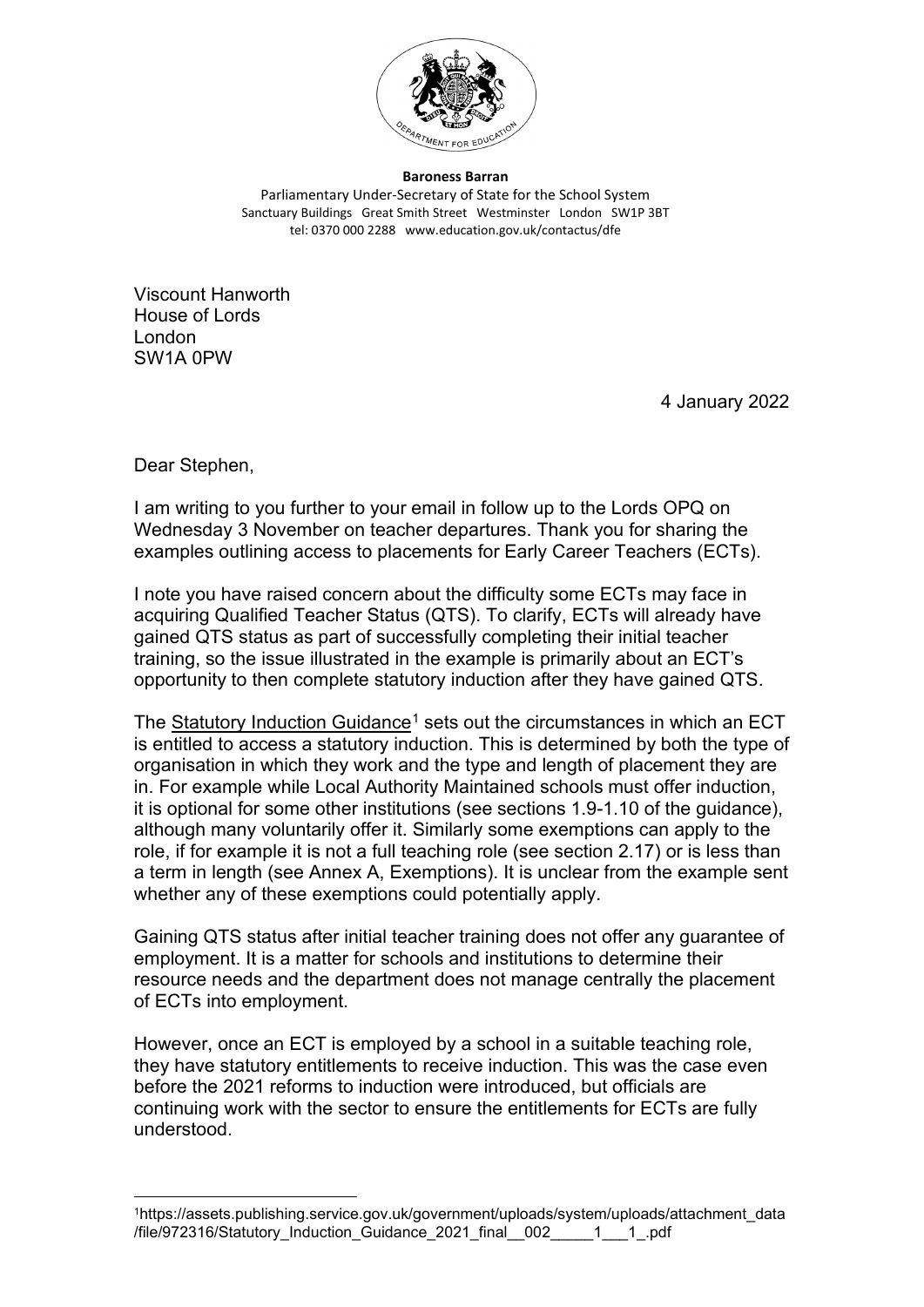**Baroness Barran**
Parliamentary Under-Secretary of State for the School System
Sanctuary Buildings Great Smith Street Westminster London SW1P 3BT
tel: 0370 000 2288 www.education.gov.uk/contactus/dfe

Viscount Hanworth
House of Lords
London
SW1A 0PW

4 January 2022

Dear Stephen,

I am writing to you further to your email in follow up to the Lords OPQ on Wednesday 3 November on teacher departures. Thank you for sharing the examples outlining access to placements for Early Career Teachers (ECTs).

I note you have raised concern about the difficulty some ECTs may face in acquiring Qualified Teacher Status (QTS). To clarify, ECTs will already have gained QTS status as part of successfully completing their initial teacher training, so the issue illustrated in the example is primarily about an ECT's opportunity to then complete statutory induction after they have gained QTS.

The Statutory Induction Guidance[1] sets out the circumstances in which an ECT is entitled to access a statutory induction. This is determined by both the type of organisation in which they work and the type and length of placement they are in. For example while Local Authority Maintained schools must offer induction, it is optional for some other institutions (see sections 1.9-1.10 of the guidance), although many voluntarily offer it. Similarly some exemptions can apply to the role, if for example it is not a full teaching role (see section 2.17) or is less than a term in length (see Annex A, Exemptions). It is unclear from the example sent whether any of these exemptions could potentially apply.

Gaining QTS status after initial teacher training does not offer any guarantee of employment. It is a matter for schools and institutions to determine their resource needs and the department does not manage centrally the placement of ECTs into employment.

However, once an ECT is employed by a school in a suitable teaching role, they have statutory entitlements to receive induction. This was the case even before the 2021 reforms to induction were introduced, but officials are continuing work with the sector to ensure the entitlements for ECTs are fully understood.

---

[1] https://assets.publishing.service.gov.uk/government/uploads/system/uploads/attachment_data/file/972316/Statutory_Induction_Guidance_2021_final__002_____1___1_.pdf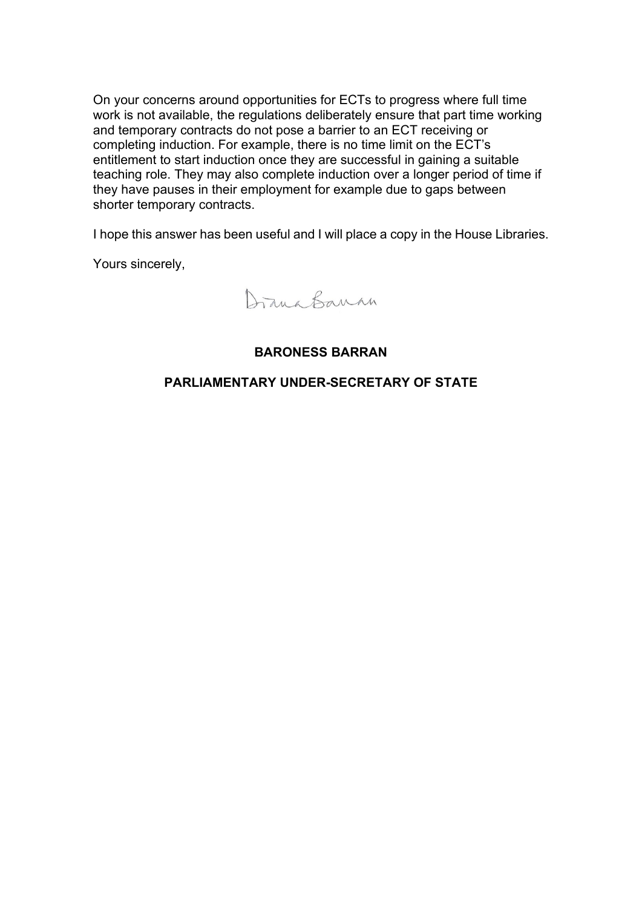On your concerns around opportunities for ECTs to progress where full time work is not available, the regulations deliberately ensure that part time working and temporary contracts do not pose a barrier to an ECT receiving or completing induction. For example, there is no time limit on the ECT's entitlement to start induction once they are successful in gaining a suitable teaching role. They may also complete induction over a longer period of time if they have pauses in their employment for example due to gaps between shorter temporary contracts.

I hope this answer has been useful and I will place a copy in the House Libraries.

Yours sincerely,

Diana Barran

**BARONESS BARRAN**

**PARLIAMENTARY UNDER-SECRETARY OF STATE**